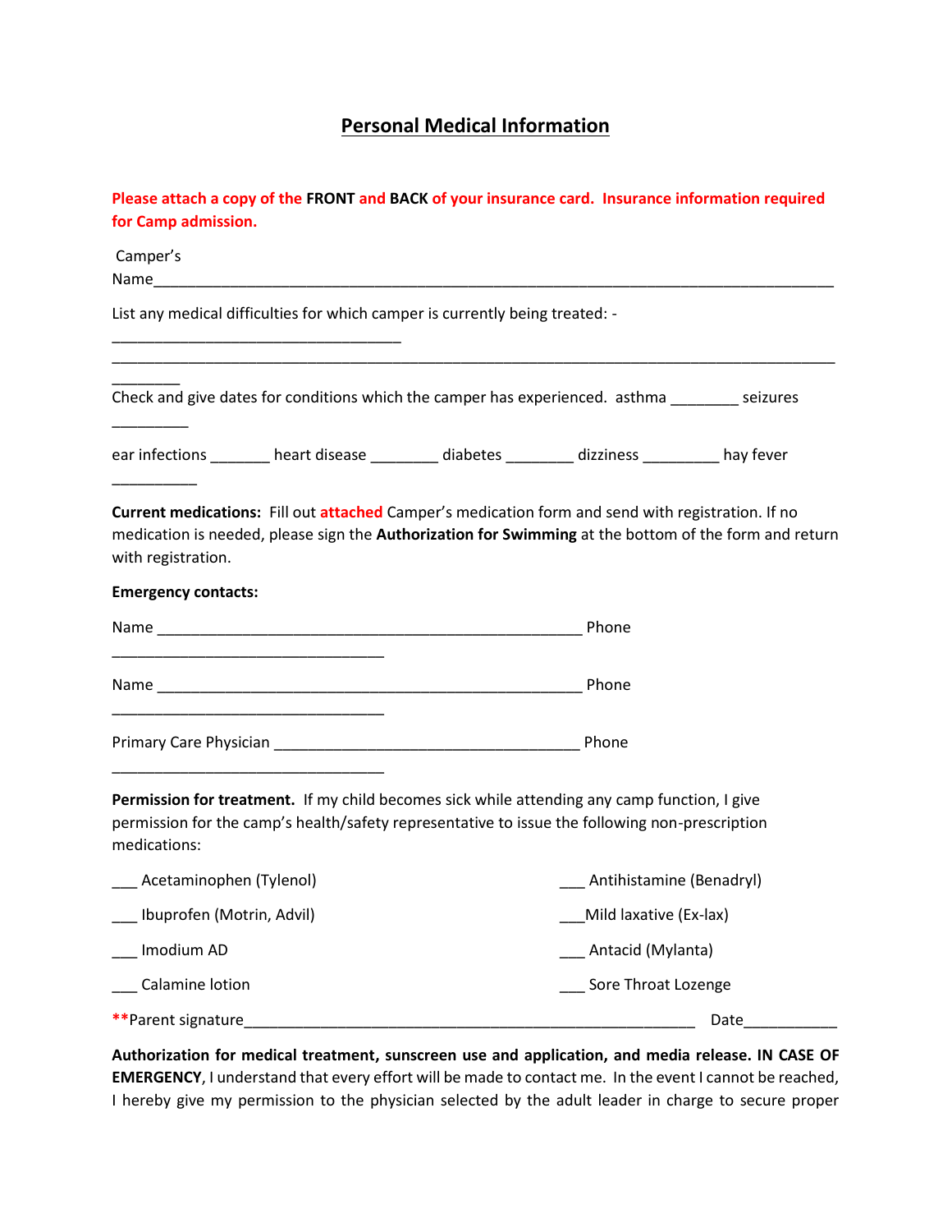# Personal Medical Information

**Please attach a copy of the FRONT and BACK of your insurance card. Insurance information required for Camp admission.**

Camper's Name_______________________________________________________________________________

List any medical difficulties for which camper is currently being treated: - __________________________________ ____________________________________________________________________________________ ________

Check and give dates for conditions which the camper has experienced. asthma ________ seizures _________

ear infections _______ heart disease ________ diabetes ________ dizziness _________ hay fever __________

**Current medications:** Fill out attached Camper's medication form and send with registration. If no medication is needed, please sign the **Authorization for Swimming** at the bottom of the form and return with registration.

**Emergency contacts:**

Name __________________________________________________ Phone ________________________________

Name __________________________________________________ Phone ________________________________

Primary Care Physician ____________________________________ Phone ________________________________

**Permission for treatment.** If my child becomes sick while attending any camp function, I give permission for the camp's health/safety representative to issue the following non-prescription medications:

___ Acetaminophen (Tylenol)

___ Antihistamine (Benadryl)

___ Ibuprofen (Motrin, Advil)

___Mild laxative (Ex-lax)

___ Imodium AD

___ Antacid (Mylanta)

___ Calamine lotion

___ Sore Throat Lozenge

**Parent signature______________________________________________________ Date___________

**Authorization for medical treatment, sunscreen use and application, and media release. IN CASE OF EMERGENCY**, I understand that every effort will be made to contact me. In the event I cannot be reached, I hereby give my permission to the physician selected by the adult leader in charge to secure proper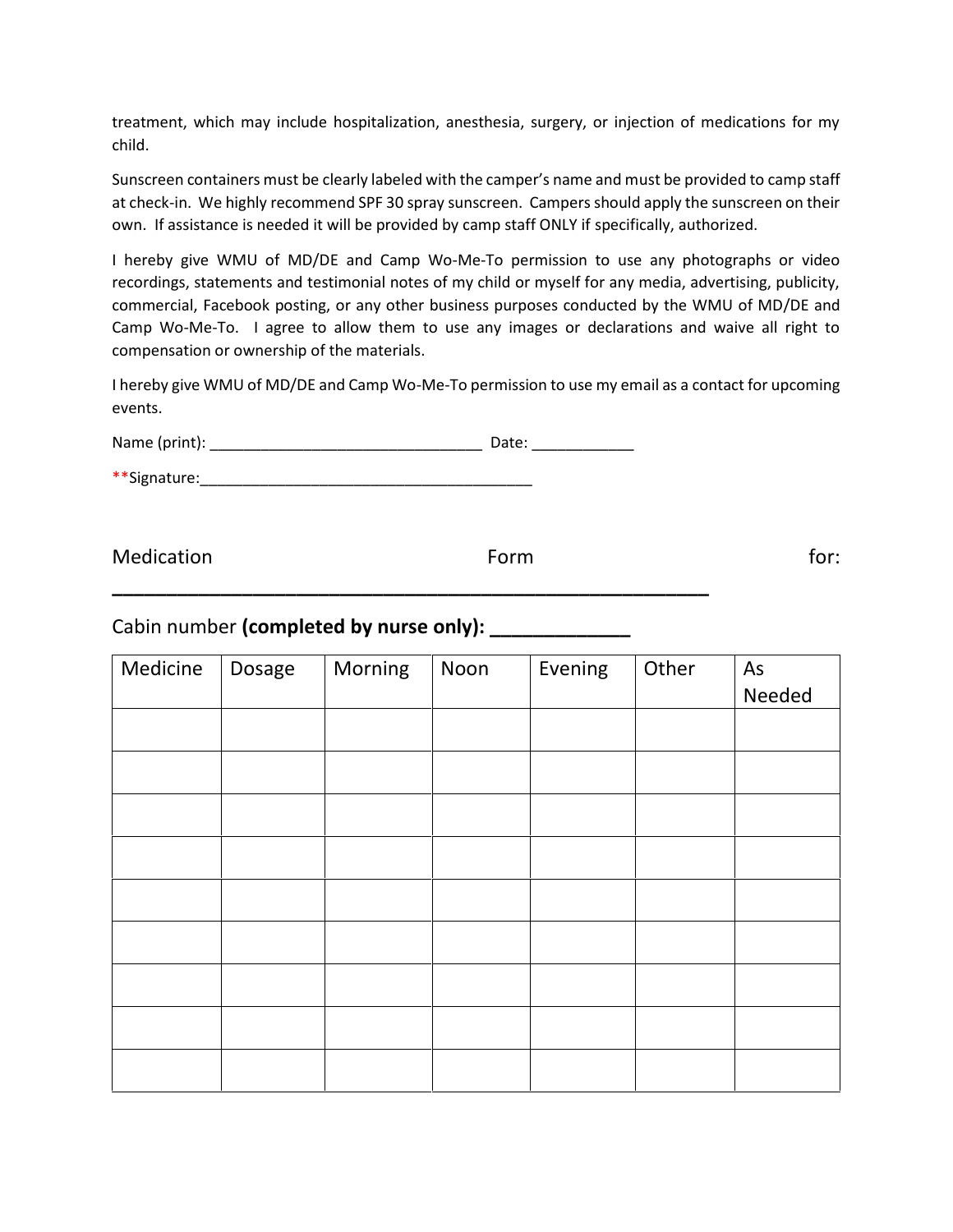treatment, which may include hospitalization, anesthesia, surgery, or injection of medications for my child.

Sunscreen containers must be clearly labeled with the camper's name and must be provided to camp staff at check-in. We highly recommend SPF 30 spray sunscreen. Campers should apply the sunscreen on their own. If assistance is needed it will be provided by camp staff ONLY if specifically, authorized.

I hereby give WMU of MD/DE and Camp Wo-Me-To permission to use any photographs or video recordings, statements and testimonial notes of my child or myself for any media, advertising, publicity, commercial, Facebook posting, or any other business purposes conducted by the WMU of MD/DE and Camp Wo-Me-To. I agree to allow them to use any images or declarations and waive all right to compensation or ownership of the materials.

I hereby give WMU of MD/DE and Camp Wo-Me-To permission to use my email as a contact for upcoming events.

Name (print): ________________________________ Date: ____________

**Signature:_______________________________________

Medication Form for: ________________________________________________________

Cabin number **(completed by nurse only): _____________**

| Medicine | Dosage | Morning | Noon | Evening | Other | As Needed |
|---|---|---|---|---|---|---|
| | | | | | | |
| | | | | | | |
| | | | | | | |
| | | | | | | |
| | | | | | | |
| | | | | | | |
| | | | | | | |
| | | | | | | |
| | | | | | | |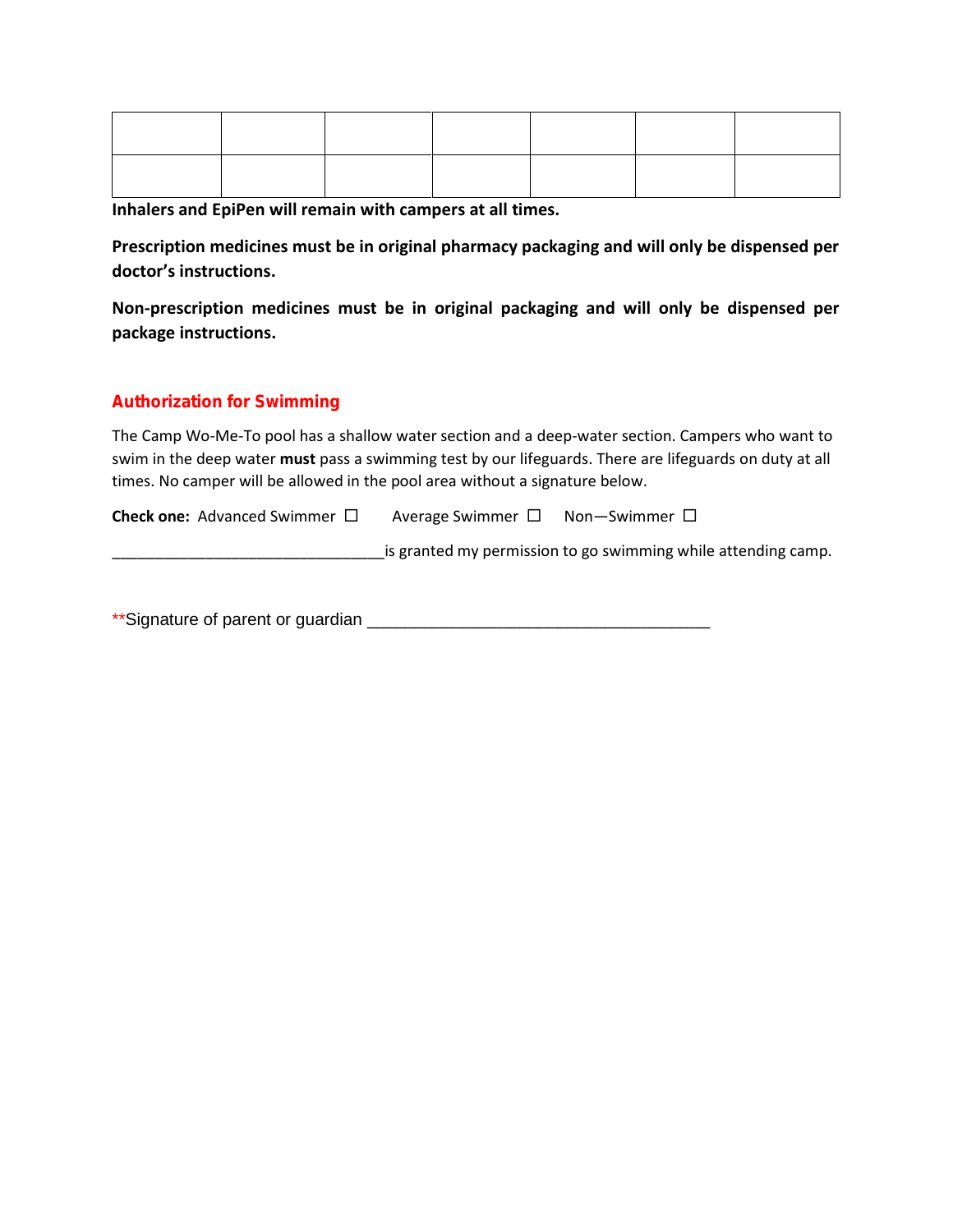| | | | | | | |
|---|---|---|---|---|---|---|
| | | | | | | |
| | | | | | | |

**Inhalers and EpiPen will remain with campers at all times.**

**Prescription medicines must be in original pharmacy packaging and will only be dispensed per doctor's instructions.**

**Non-prescription medicines must be in original packaging and will only be dispensed per package instructions.**

## Authorization for Swimming

The Camp Wo-Me-To pool has a shallow water section and a deep-water section. Campers who want to swim in the deep water **must** pass a swimming test by our lifeguards. There are lifeguards on duty at all times. No camper will be allowed in the pool area without a signature below.

**Check one:** Advanced Swimmer ☐ Average Swimmer ☐ Non—Swimmer ☐

_______________________________is granted my permission to go swimming while attending camp.

**Signature of parent or guardian ___________________________________